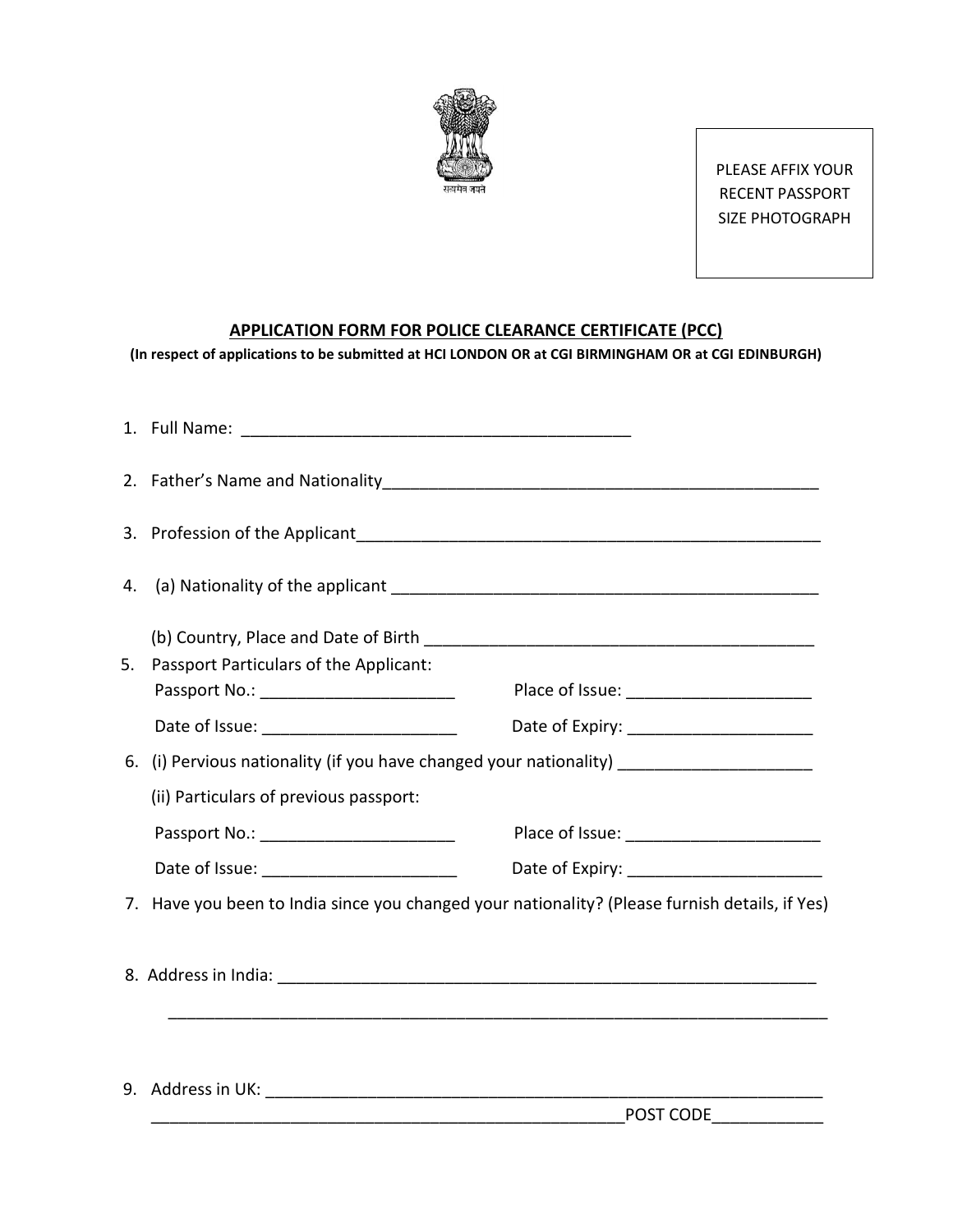सत्यमेव जयते

PLEASE AFFIX YOUR RECENT PASSPORT SIZE PHOTOGRAPH

## APPLICATION FORM FOR POLICE CLEARANCE CERTIFICATE (PCC)

**(In respect of applications to be submitted at HCI LONDON OR at CGI BIRMINGHAM OR at CGI EDINBURGH)**

1. Full Name: ___________________________________________

2. Father's Name and Nationality_________________________________________________

3. Profession of the Applicant____________________________________________________

4. (a) Nationality of the applicant _______________________________________________

   (b) Country, Place and Date of Birth ___________________________________________

5. Passport Particulars of the Applicant:

   Passport No.: _____________________ Place of Issue: ____________________

   Date of Issue: _____________________ Date of Expiry: ____________________

6. (i) Pervious nationality (if you have changed your nationality) _____________________

   (ii) Particulars of previous passport:

   Passport No.: _____________________ Place of Issue: _____________________

   Date of Issue: _____________________ Date of Expiry: _____________________

7. Have you been to India since you changed your nationality? (Please furnish details, if Yes)

8. Address in India: ____________________________________________________________

   _________________________________________________________________________

9. Address in UK: ______________________________________________________________

   ____________________________________________________POST CODE____________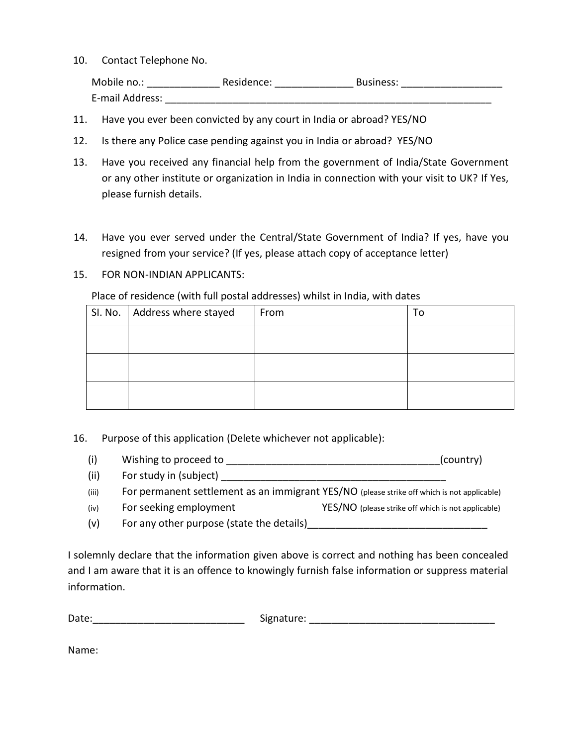10. Contact Telephone No.

    Mobile no.: _____________ Residence: ______________ Business: __________________
    E-mail Address: ____________________________________________________________

11. Have you ever been convicted by any court in India or abroad? YES/NO

12. Is there any Police case pending against you in India or abroad? YES/NO

13. Have you received any financial help from the government of India/State Government or any other institute or organization in India in connection with your visit to UK? If Yes, please furnish details.

14. Have you ever served under the Central/State Government of India? If yes, have you resigned from your service? (If yes, please attach copy of acceptance letter)

15. FOR NON-INDIAN APPLICANTS:

    Place of residence (with full postal addresses) whilst in India, with dates

| SI. No. | Address where stayed | From | To |
|---|---|---|---|
| | | | |
| | | | |
| | | | |

16. Purpose of this application (Delete whichever not applicable):

    (i) Wishing to proceed to ________________________________________(country)

    (ii) For study in (subject) __________________________________________

    (iii) For permanent settlement as an immigrant YES/NO (please strike off which is not applicable)

    (iv) For seeking employment YES/NO (please strike off which is not applicable)

    (v) For any other purpose (state the details)_________________________________

I solemnly declare that the information given above is correct and nothing has been concealed and I am aware that it is an offence to knowingly furnish false information or suppress material information.

Date:___________________________ Signature: __________________________________

Name: